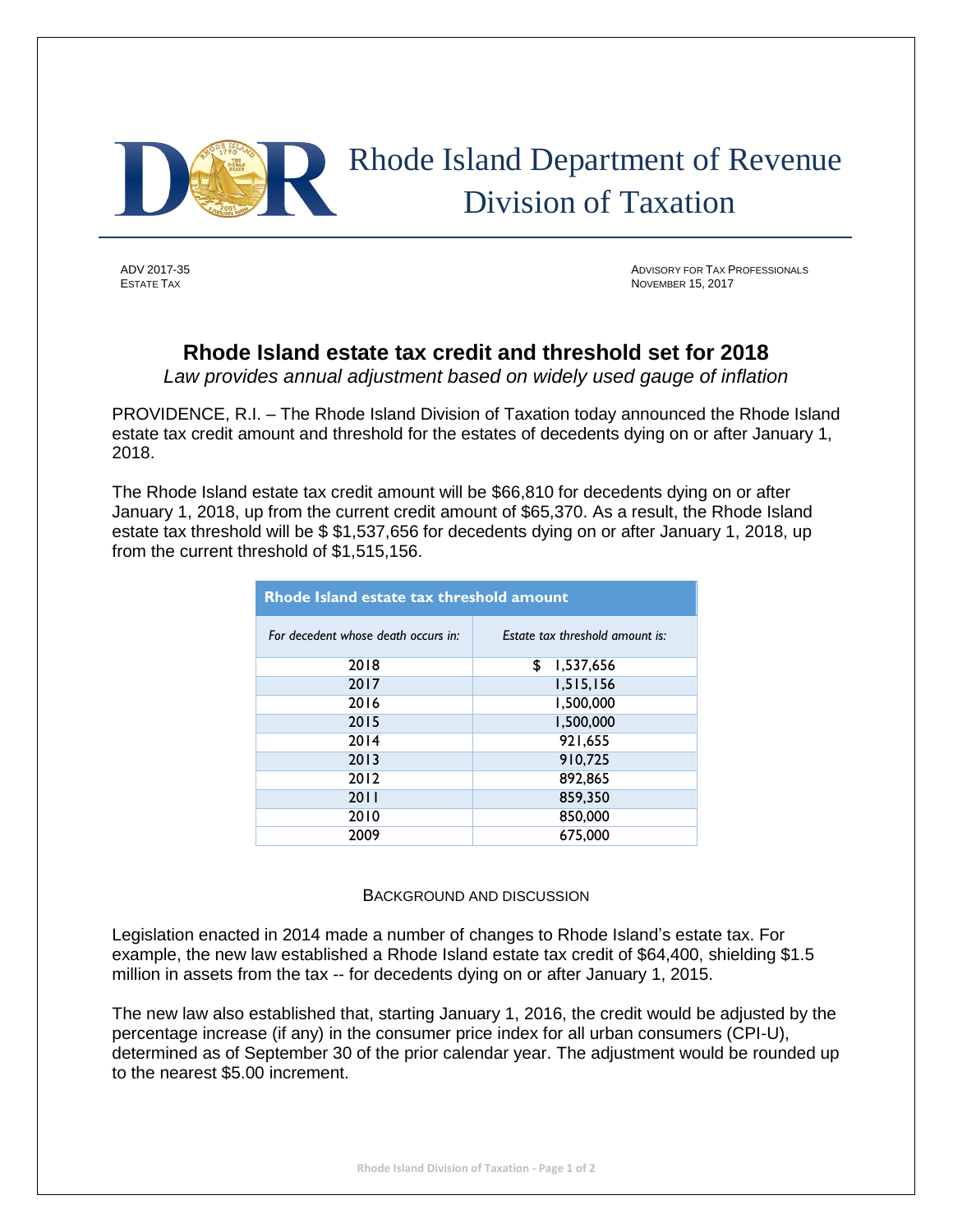# Rhode Island Department of Revenue Division of Taxation

ADV 2017-35
ESTATE TAX

ADVISORY FOR TAX PROFESSIONALS
NOVEMBER 15, 2017

## Rhode Island estate tax credit and threshold set for 2018

*Law provides annual adjustment based on widely used gauge of inflation*

PROVIDENCE, R.I. – The Rhode Island Division of Taxation today announced the Rhode Island estate tax credit amount and threshold for the estates of decedents dying on or after January 1, 2018.

The Rhode Island estate tax credit amount will be $66,810 for decedents dying on or after January 1, 2018, up from the current credit amount of $65,370. As a result, the Rhode Island estate tax threshold will be $ $1,537,656 for decedents dying on or after January 1, 2018, up from the current threshold of $1,515,156.

| Rhode Island estate tax threshold amount | |
|---|---|
| *For decedent whose death occurs in:* | *Estate tax threshold amount is:* |
| 2018 | $ 1,537,656 |
| 2017 | 1,515,156 |
| 2016 | 1,500,000 |
| 2015 | 1,500,000 |
| 2014 | 921,655 |
| 2013 | 910,725 |
| 2012 | 892,865 |
| 2011 | 859,350 |
| 2010 | 850,000 |
| 2009 | 675,000 |

### BACKGROUND AND DISCUSSION

Legislation enacted in 2014 made a number of changes to Rhode Island's estate tax. For example, the new law established a Rhode Island estate tax credit of $64,400, shielding $1.5 million in assets from the tax -- for decedents dying on or after January 1, 2015.

The new law also established that, starting January 1, 2016, the credit would be adjusted by the percentage increase (if any) in the consumer price index for all urban consumers (CPI-U), determined as of September 30 of the prior calendar year. The adjustment would be rounded up to the nearest $5.00 increment.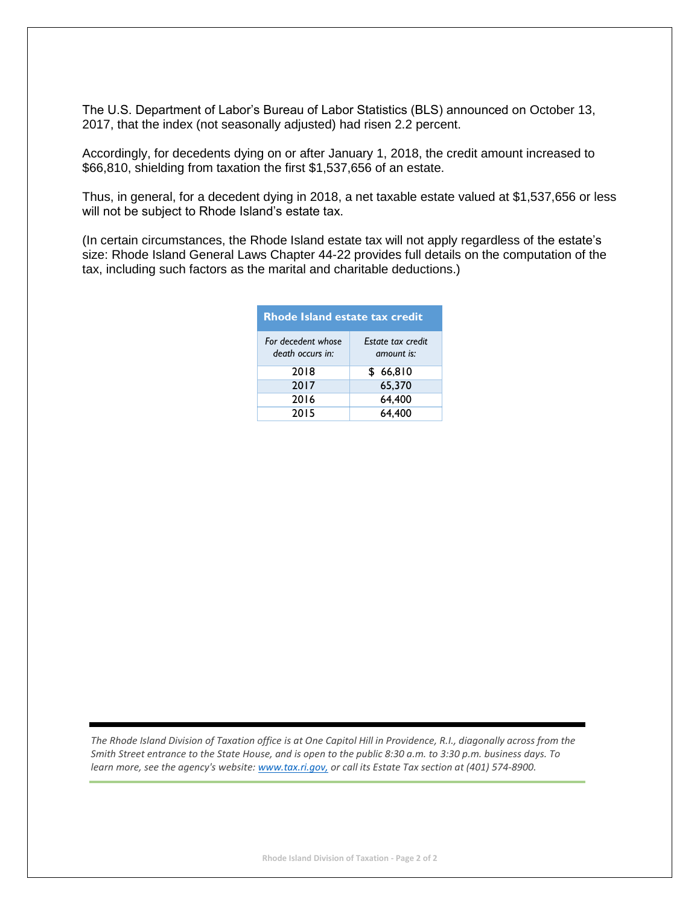The U.S. Department of Labor's Bureau of Labor Statistics (BLS) announced on October 13, 2017, that the index (not seasonally adjusted) had risen 2.2 percent.

Accordingly, for decedents dying on or after January 1, 2018, the credit amount increased to $66,810, shielding from taxation the first $1,537,656 of an estate.

Thus, in general, for a decedent dying in 2018, a net taxable estate valued at $1,537,656 or less will not be subject to Rhode Island's estate tax.

(In certain circumstances, the Rhode Island estate tax will not apply regardless of the estate's size: Rhode Island General Laws Chapter 44-22 provides full details on the computation of the tax, including such factors as the marital and charitable deductions.)

**Rhode Island estate tax credit**

| *For decedent whose death occurs in:* | *Estate tax credit amount is:* |
| --- | --- |
| 2018 | $ 66,810 |
| 2017 | 65,370 |
| 2016 | 64,400 |
| 2015 | 64,400 |

*The Rhode Island Division of Taxation office is at One Capitol Hill in Providence, R.I., diagonally across from the Smith Street entrance to the State House, and is open to the public 8:30 a.m. to 3:30 p.m. business days. To learn more, see the agency's website: [www.tax.ri.gov,](http://www.tax.ri.gov) or call its Estate Tax section at (401) 574-8900.*